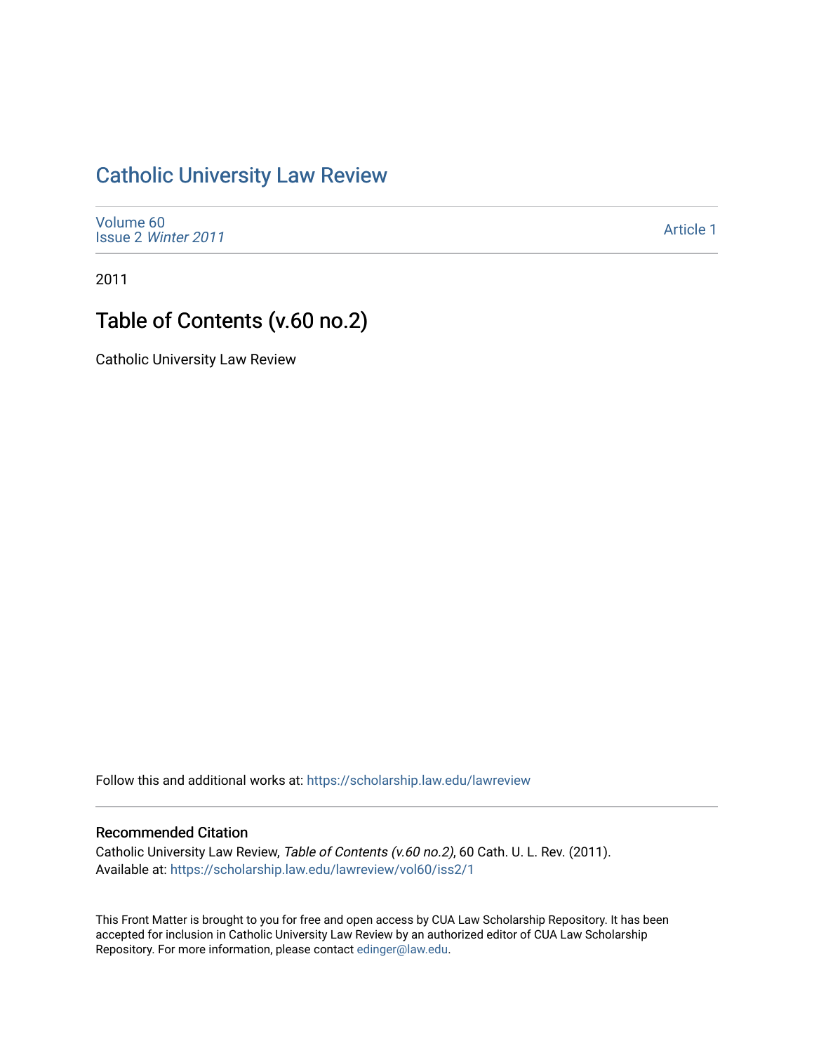# Catholic University Law Review

Volume 60
Issue 2 *Winter 2011*

Article 1

2011

## Table of Contents (v.60 no.2)

Catholic University Law Review

Follow this and additional works at: https://scholarship.law.edu/lawreview

### Recommended Citation

Catholic University Law Review, *Table of Contents (v.60 no.2)*, 60 Cath. U. L. Rev. (2011).
Available at: https://scholarship.law.edu/lawreview/vol60/iss2/1

This Front Matter is brought to you for free and open access by CUA Law Scholarship Repository. It has been accepted for inclusion in Catholic University Law Review by an authorized editor of CUA Law Scholarship Repository. For more information, please contact edinger@law.edu.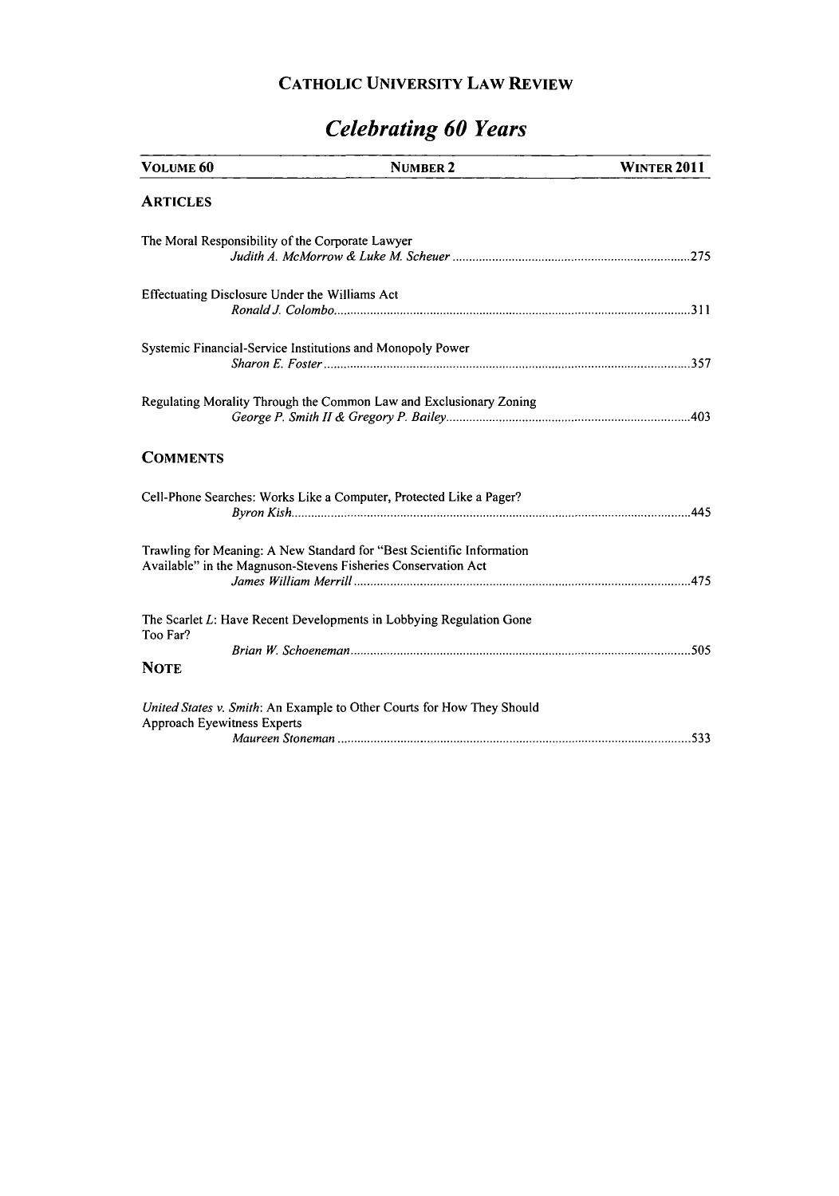# CATHOLIC UNIVERSITY LAW REVIEW

## *Celebrating 60 Years*

| VOLUME 60 | NUMBER 2 | WINTER 2011 |
|---|---|---|

## ARTICLES

The Moral Responsibility of the Corporate Lawyer
*Judith A. McMorrow & Luke M. Scheuer* .......... 275

Effectuating Disclosure Under the Williams Act
*Ronald J. Colombo* .......... 311

Systemic Financial-Service Institutions and Monopoly Power
*Sharon E. Foster* .......... 357

Regulating Morality Through the Common Law and Exclusionary Zoning
*George P. Smith II & Gregory P. Bailey* .......... 403

## COMMENTS

Cell-Phone Searches: Works Like a Computer, Protected Like a Pager?
*Byron Kish* .......... 445

Trawling for Meaning: A New Standard for "Best Scientific Information Available" in the Magnuson-Stevens Fisheries Conservation Act
*James William Merrill* .......... 475

The Scarlet *L*: Have Recent Developments in Lobbying Regulation Gone Too Far?
*Brian W. Schoeneman* .......... 505

## NOTE

*United States v. Smith*: An Example to Other Courts for How They Should Approach Eyewitness Experts
*Maureen Stoneman* .......... 533